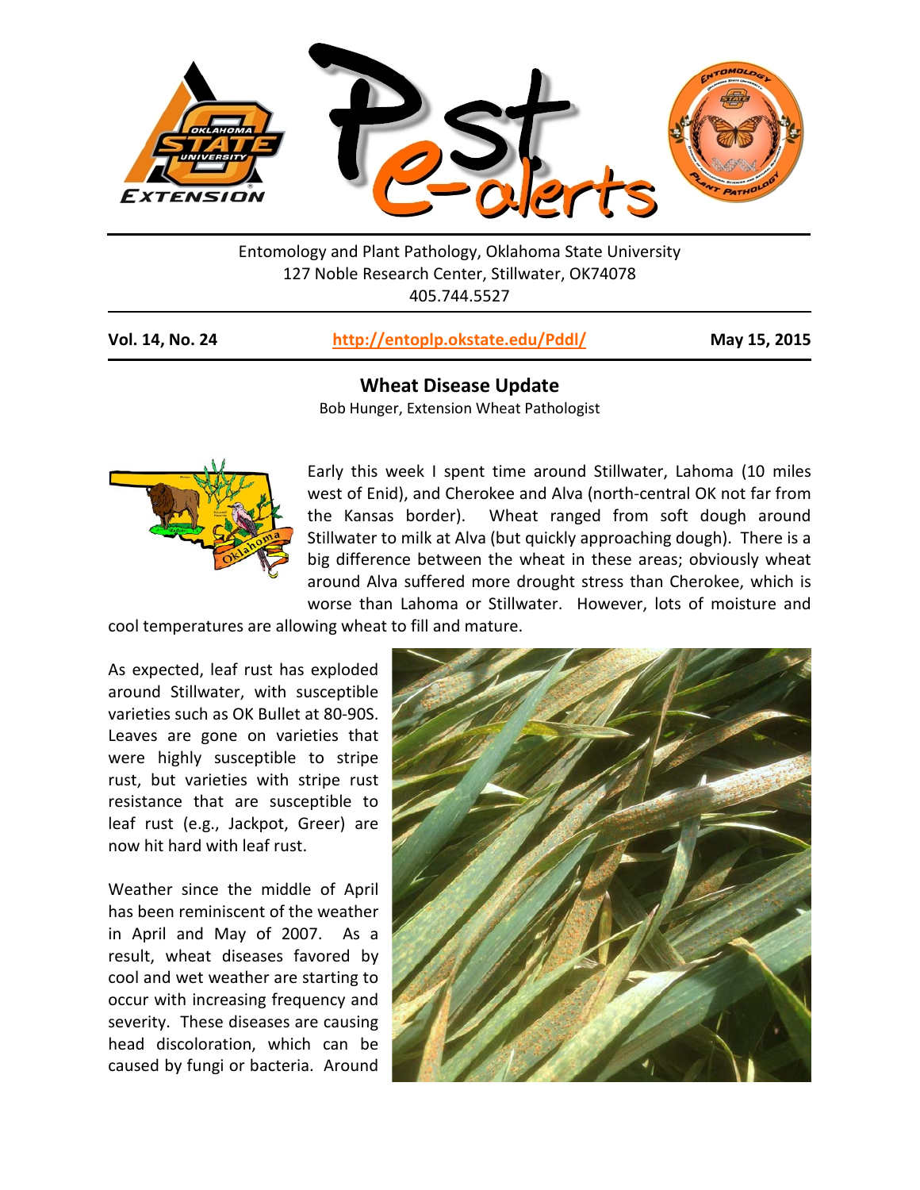Entomology and Plant Pathology, Oklahoma State University
127 Noble Research Center, Stillwater, OK74078
405.744.5527

**Vol. 14, No. 24** — **http://entoplp.okstate.edu/Pddl/** — **May 15, 2015**

## Wheat Disease Update

Bob Hunger, Extension Wheat Pathologist

Early this week I spent time around Stillwater, Lahoma (10 miles west of Enid), and Cherokee and Alva (north-central OK not far from the Kansas border). Wheat ranged from soft dough around Stillwater to milk at Alva (but quickly approaching dough). There is a big difference between the wheat in these areas; obviously wheat around Alva suffered more drought stress than Cherokee, which is worse than Lahoma or Stillwater. However, lots of moisture and cool temperatures are allowing wheat to fill and mature.

As expected, leaf rust has exploded around Stillwater, with susceptible varieties such as OK Bullet at 80-90S. Leaves are gone on varieties that were highly susceptible to stripe rust, but varieties with stripe rust resistance that are susceptible to leaf rust (e.g., Jackpot, Greer) are now hit hard with leaf rust.

Weather since the middle of April has been reminiscent of the weather in April and May of 2007. As a result, wheat diseases favored by cool and wet weather are starting to occur with increasing frequency and severity. These diseases are causing head discoloration, which can be caused by fungi or bacteria. Around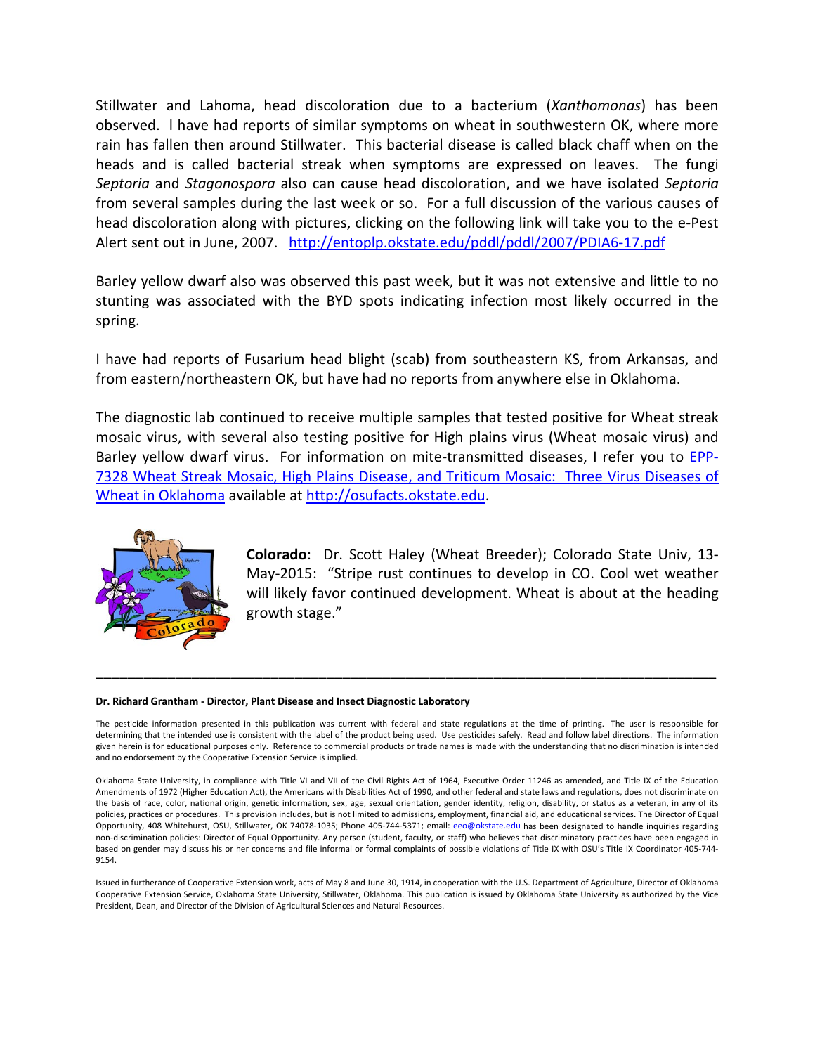Stillwater and Lahoma, head discoloration due to a bacterium (*Xanthomonas*) has been observed. I have had reports of similar symptoms on wheat in southwestern OK, where more rain has fallen then around Stillwater. This bacterial disease is called black chaff when on the heads and is called bacterial streak when symptoms are expressed on leaves. The fungi *Septoria* and *Stagonospora* also can cause head discoloration, and we have isolated *Septoria* from several samples during the last week or so. For a full discussion of the various causes of head discoloration along with pictures, clicking on the following link will take you to the e-Pest Alert sent out in June, 2007. http://entoplp.okstate.edu/pddl/pddl/2007/PDIA6-17.pdf

Barley yellow dwarf also was observed this past week, but it was not extensive and little to no stunting was associated with the BYD spots indicating infection most likely occurred in the spring.

I have had reports of Fusarium head blight (scab) from southeastern KS, from Arkansas, and from eastern/northeastern OK, but have had no reports from anywhere else in Oklahoma.

The diagnostic lab continued to receive multiple samples that tested positive for Wheat streak mosaic virus, with several also testing positive for High plains virus (Wheat mosaic virus) and Barley yellow dwarf virus. For information on mite-transmitted diseases, I refer you to EPP-7328 Wheat Streak Mosaic, High Plains Disease, and Triticum Mosaic: Three Virus Diseases of Wheat in Oklahoma available at http://osufacts.okstate.edu.

**Colorado**: Dr. Scott Haley (Wheat Breeder); Colorado State Univ, 13-May-2015: "Stripe rust continues to develop in CO. Cool wet weather will likely favor continued development. Wheat is about at the heading growth stage."

---

**Dr. Richard Grantham - Director, Plant Disease and Insect Diagnostic Laboratory**

The pesticide information presented in this publication was current with federal and state regulations at the time of printing. The user is responsible for determining that the intended use is consistent with the label of the product being used. Use pesticides safely. Read and follow label directions. The information given herein is for educational purposes only. Reference to commercial products or trade names is made with the understanding that no discrimination is intended and no endorsement by the Cooperative Extension Service is implied.

Oklahoma State University, in compliance with Title VI and VII of the Civil Rights Act of 1964, Executive Order 11246 as amended, and Title IX of the Education Amendments of 1972 (Higher Education Act), the Americans with Disabilities Act of 1990, and other federal and state laws and regulations, does not discriminate on the basis of race, color, national origin, genetic information, sex, age, sexual orientation, gender identity, religion, disability, or status as a veteran, in any of its policies, practices or procedures. This provision includes, but is not limited to admissions, employment, financial aid, and educational services. The Director of Equal Opportunity, 408 Whitehurst, OSU, Stillwater, OK 74078-1035; Phone 405-744-5371; email: eeo@okstate.edu has been designated to handle inquiries regarding non-discrimination policies: Director of Equal Opportunity. Any person (student, faculty, or staff) who believes that discriminatory practices have been engaged in based on gender may discuss his or her concerns and file informal or formal complaints of possible violations of Title IX with OSU's Title IX Coordinator 405-744-9154.

Issued in furtherance of Cooperative Extension work, acts of May 8 and June 30, 1914, in cooperation with the U.S. Department of Agriculture, Director of Oklahoma Cooperative Extension Service, Oklahoma State University, Stillwater, Oklahoma. This publication is issued by Oklahoma State University as authorized by the Vice President, Dean, and Director of the Division of Agricultural Sciences and Natural Resources.